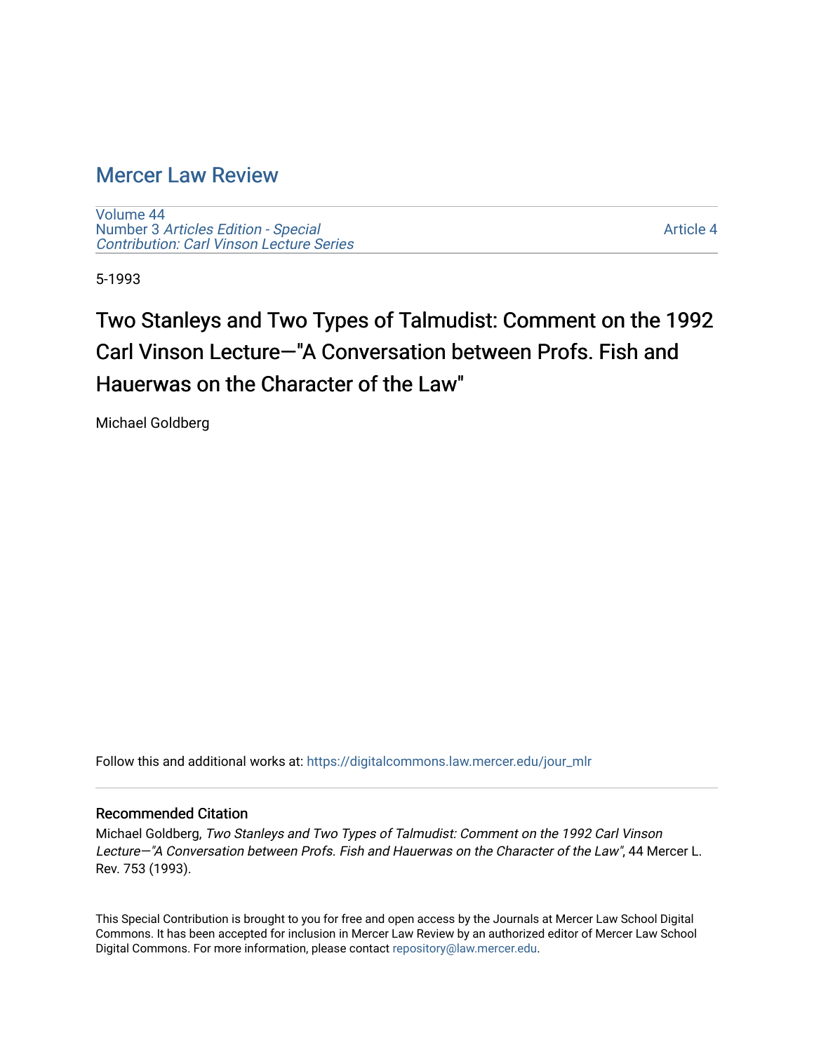# Mercer Law Review

Volume 44
Number 3 *Articles Edition - Special Contribution: Carl Vinson Lecture Series*

Article 4

5-1993

## Two Stanleys and Two Types of Talmudist: Comment on the 1992 Carl Vinson Lecture—"A Conversation between Profs. Fish and Hauerwas on the Character of the Law"

Michael Goldberg

Follow this and additional works at: https://digitalcommons.law.mercer.edu/jour_mlr

### Recommended Citation

Michael Goldberg, *Two Stanleys and Two Types of Talmudist: Comment on the 1992 Carl Vinson Lecture—"A Conversation between Profs. Fish and Hauerwas on the Character of the Law"*, 44 Mercer L. Rev. 753 (1993).

This Special Contribution is brought to you for free and open access by the Journals at Mercer Law School Digital Commons. It has been accepted for inclusion in Mercer Law Review by an authorized editor of Mercer Law School Digital Commons. For more information, please contact repository@law.mercer.edu.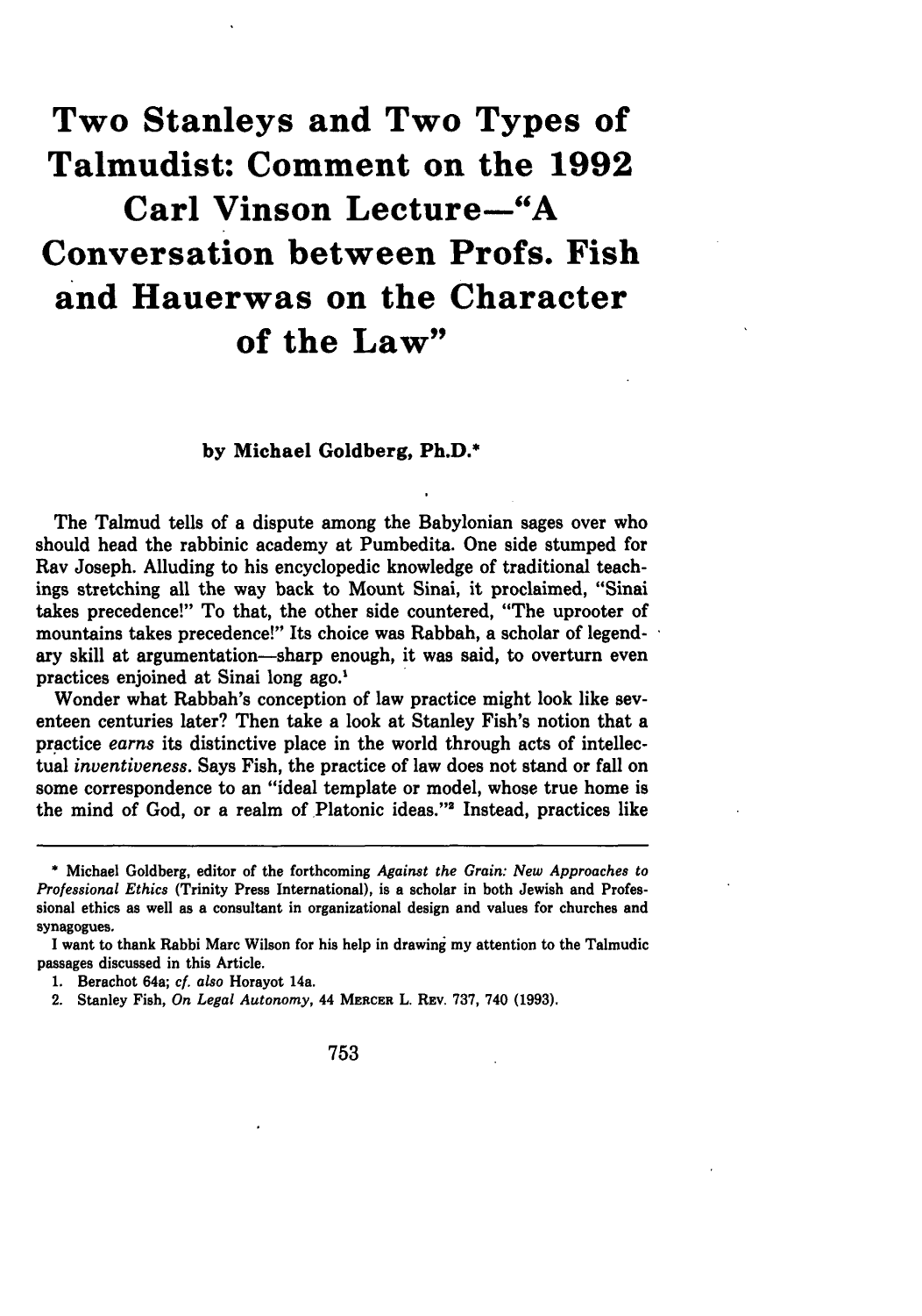# Two Stanleys and Two Types of Talmudist: Comment on the 1992 Carl Vinson Lecture—"A Conversation between Profs. Fish and Hauerwas on the Character of the Law"

**by Michael Goldberg, Ph.D.***

The Talmud tells of a dispute among the Babylonian sages over who should head the rabbinic academy at Pumbedita. One side stumped for Rav Joseph. Alluding to his encyclopedic knowledge of traditional teachings stretching all the way back to Mount Sinai, it proclaimed, "Sinai takes precedence!" To that, the other side countered, "The uprooter of mountains takes precedence!" Its choice was Rabbah, a scholar of legendary skill at argumentation—sharp enough, it was said, to overturn even practices enjoined at Sinai long ago.[1]

Wonder what Rabbah's conception of law practice might look like seventeen centuries later? Then take a look at Stanley Fish's notion that a practice *earns* its distinctive place in the world through acts of intellectual *inventiveness*. Says Fish, the practice of law does not stand or fall on some correspondence to an "ideal template or model, whose true home is the mind of God, or a realm of Platonic ideas."[2] Instead, practices like

---

\* Michael Goldberg, editor of the forthcoming *Against the Grain: New Approaches to Professional Ethics* (Trinity Press International), is a scholar in both Jewish and Professional ethics as well as a consultant in organizational design and values for churches and synagogues.

I want to thank Rabbi Marc Wilson for his help in drawing my attention to the Talmudic passages discussed in this Article.

1. Berachot 64a; *cf. also* Horayot 14a.
2. Stanley Fish, *On Legal Autonomy*, 44 MERCER L. REV. 737, 740 (1993).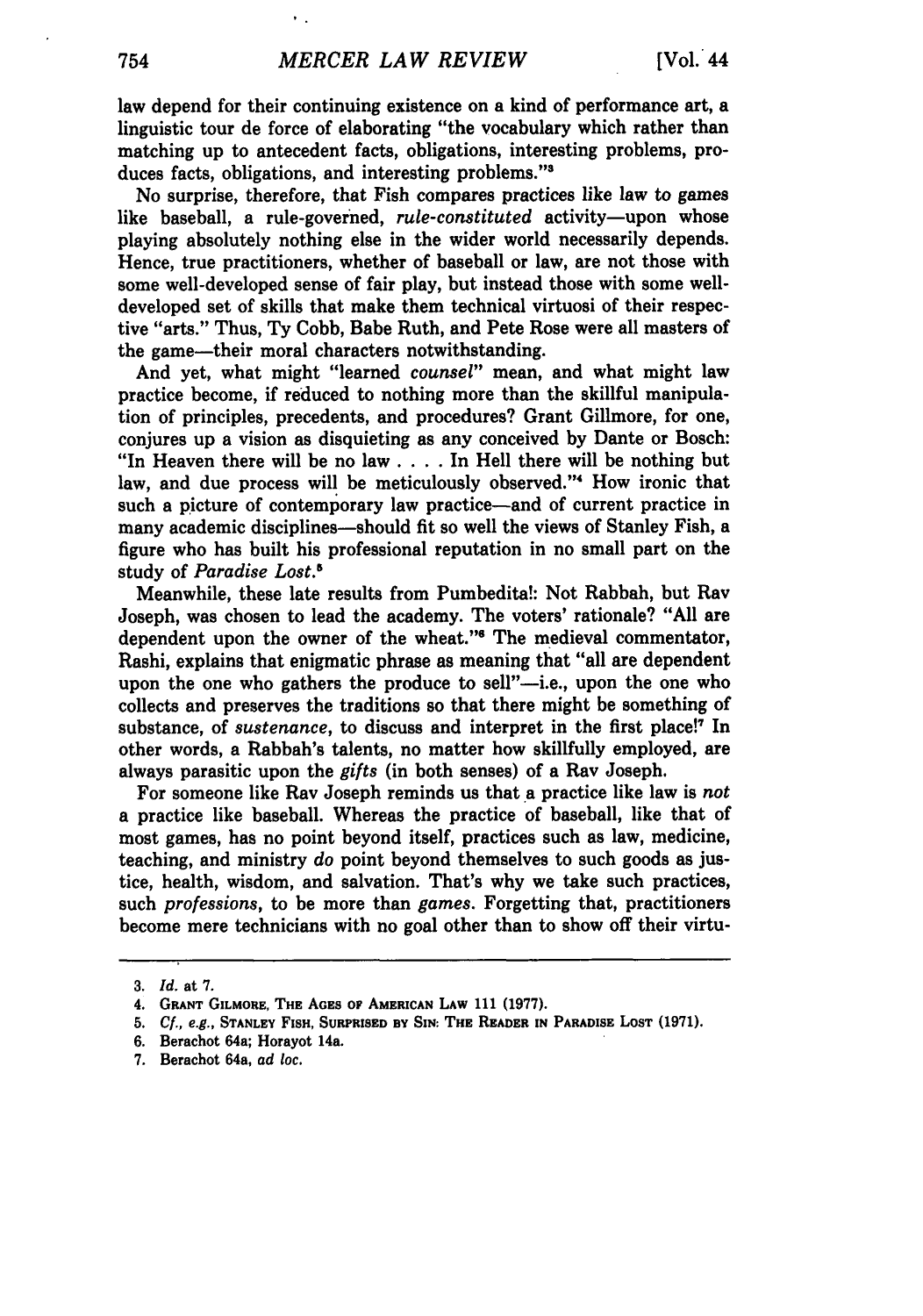law depend for their continuing existence on a kind of performance art, a linguistic tour de force of elaborating "the vocabulary which rather than matching up to antecedent facts, obligations, interesting problems, produces facts, obligations, and interesting problems."[3]

No surprise, therefore, that Fish compares practices like law to games like baseball, a rule-governed, *rule-constituted* activity—upon whose playing absolutely nothing else in the wider world necessarily depends. Hence, true practitioners, whether of baseball or law, are not those with some well-developed sense of fair play, but instead those with some well-developed set of skills that make them technical virtuosi of their respective "arts." Thus, Ty Cobb, Babe Ruth, and Pete Rose were all masters of the game—their moral characters notwithstanding.

And yet, what might "learned *counsel*" mean, and what might law practice become, if reduced to nothing more than the skillful manipulation of principles, precedents, and procedures? Grant Gillmore, for one, conjures up a vision as disquieting as any conceived by Dante or Bosch: "In Heaven there will be no law . . . . In Hell there will be nothing but law, and due process will be meticulously observed."[4] How ironic that such a picture of contemporary law practice—and of current practice in many academic disciplines—should fit so well the views of Stanley Fish, a figure who has built his professional reputation in no small part on the study of *Paradise Lost*.[5]

Meanwhile, these late results from Pumbedita!: Not Rabbah, but Rav Joseph, was chosen to lead the academy. The voters' rationale? "All are dependent upon the owner of the wheat."[6] The medieval commentator, Rashi, explains that enigmatic phrase as meaning that "all are dependent upon the one who gathers the produce to sell"—i.e., upon the one who collects and preserves the traditions so that there might be something of substance, of *sustenance*, to discuss and interpret in the first place![7] In other words, a Rabbah's talents, no matter how skillfully employed, are always parasitic upon the *gifts* (in both senses) of a Rav Joseph.

For someone like Rav Joseph reminds us that a practice like law is *not* a practice like baseball. Whereas the practice of baseball, like that of most games, has no point beyond itself, practices such as law, medicine, teaching, and ministry *do* point beyond themselves to such goods as justice, health, wisdom, and salvation. That's why we take such practices, such *professions*, to be more than *games*. Forgetting that, practitioners become mere technicians with no goal other than to show off their virtu-

---

3. *Id.* at 7.
4. Grant Gilmore, The Ages of American Law 111 (1977).
5. *Cf., e.g.*, Stanley Fish, Surprised by Sin: The Reader in Paradise Lost (1971).
6. Berachot 64a; Horayot 14a.
7. Berachot 64a, *ad loc.*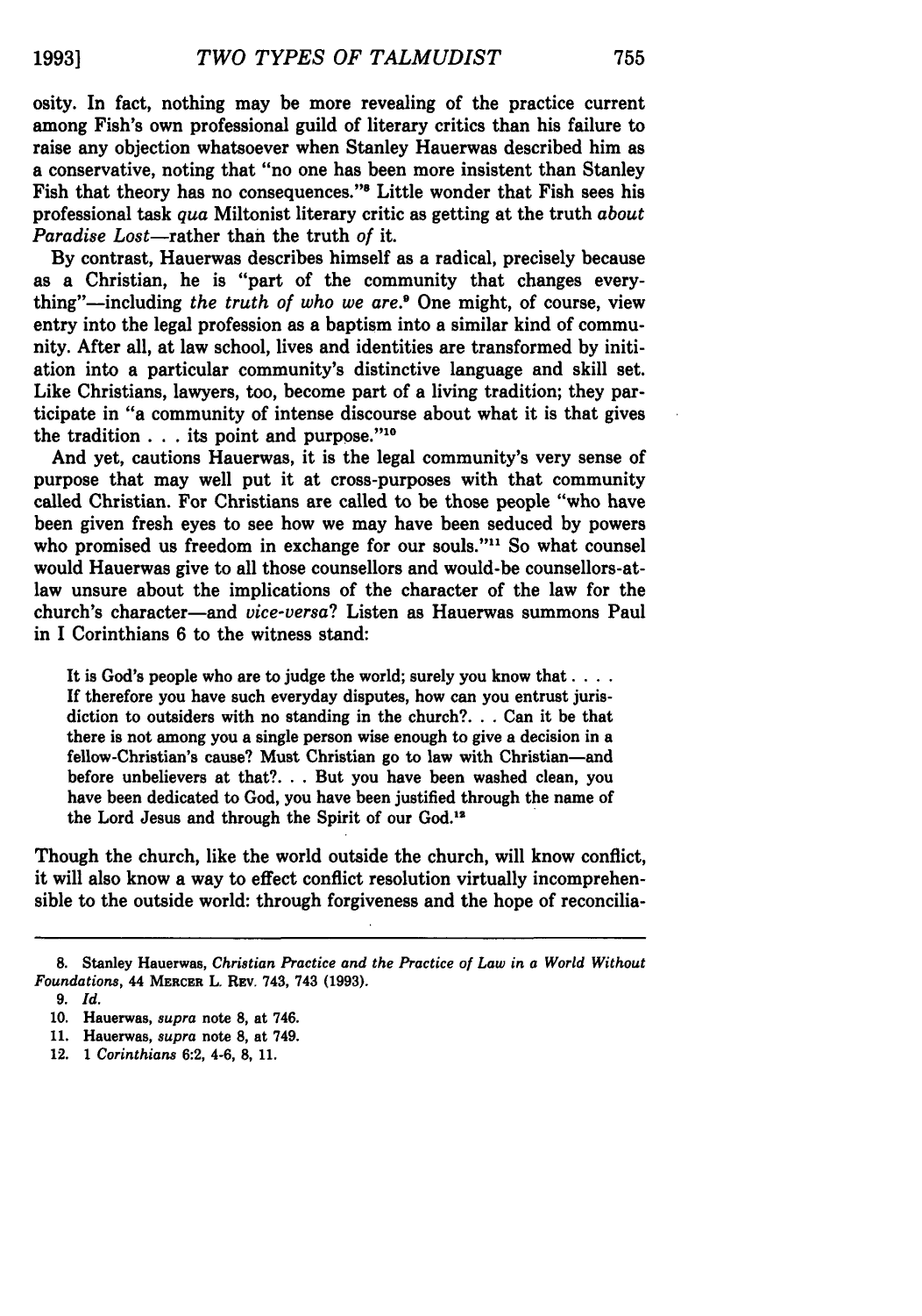osity. In fact, nothing may be more revealing of the practice current among Fish's own professional guild of literary critics than his failure to raise any objection whatsoever when Stanley Hauerwas described him as a conservative, noting that "no one has been more insistent than Stanley Fish that theory has no consequences."[8] Little wonder that Fish sees his professional task *qua* Miltonist literary critic as getting at the truth *about Paradise Lost*—rather than the truth *of* it.

By contrast, Hauerwas describes himself as a radical, precisely because as a Christian, he is "part of the community that changes everything"—including *the truth of who we are*.[9] One might, of course, view entry into the legal profession as a baptism into a similar kind of community. After all, at law school, lives and identities are transformed by initiation into a particular community's distinctive language and skill set. Like Christians, lawyers, too, become part of a living tradition; they participate in "a community of intense discourse about what it is that gives the tradition . . . its point and purpose."[10]

And yet, cautions Hauerwas, it is the legal community's very sense of purpose that may well put it at cross-purposes with that community called Christian. For Christians are called to be those people "who have been given fresh eyes to see how we may have been seduced by powers who promised us freedom in exchange for our souls."[11] So what counsel would Hauerwas give to all those counsellors and would-be counsellors-at-law unsure about the implications of the character of the law for the church's character—and *vice-versa*? Listen as Hauerwas summons Paul in I Corinthians 6 to the witness stand:

> It is God's people who are to judge the world; surely you know that. . . . If therefore you have such everyday disputes, how can you entrust jurisdiction to outsiders with no standing in the church?. . . Can it be that there is not among you a single person wise enough to give a decision in a fellow-Christian's cause? Must Christian go to law with Christian—and before unbelievers at that?. . . But you have been washed clean, you have been dedicated to God, you have been justified through the name of the Lord Jesus and through the Spirit of our God.[12]

Though the church, like the world outside the church, will know conflict, it will also know a way to effect conflict resolution virtually incomprehensible to the outside world: through forgiveness and the hope of reconcilia-

---

8. Stanley Hauerwas, *Christian Practice and the Practice of Law in a World Without Foundations*, 44 MERCER L. REV. 743, 743 (1993).

9. *Id.*

10. Hauerwas, *supra* note 8, at 746.

11. Hauerwas, *supra* note 8, at 749.

12. 1 *Corinthians* 6:2, 4-6, 8, 11.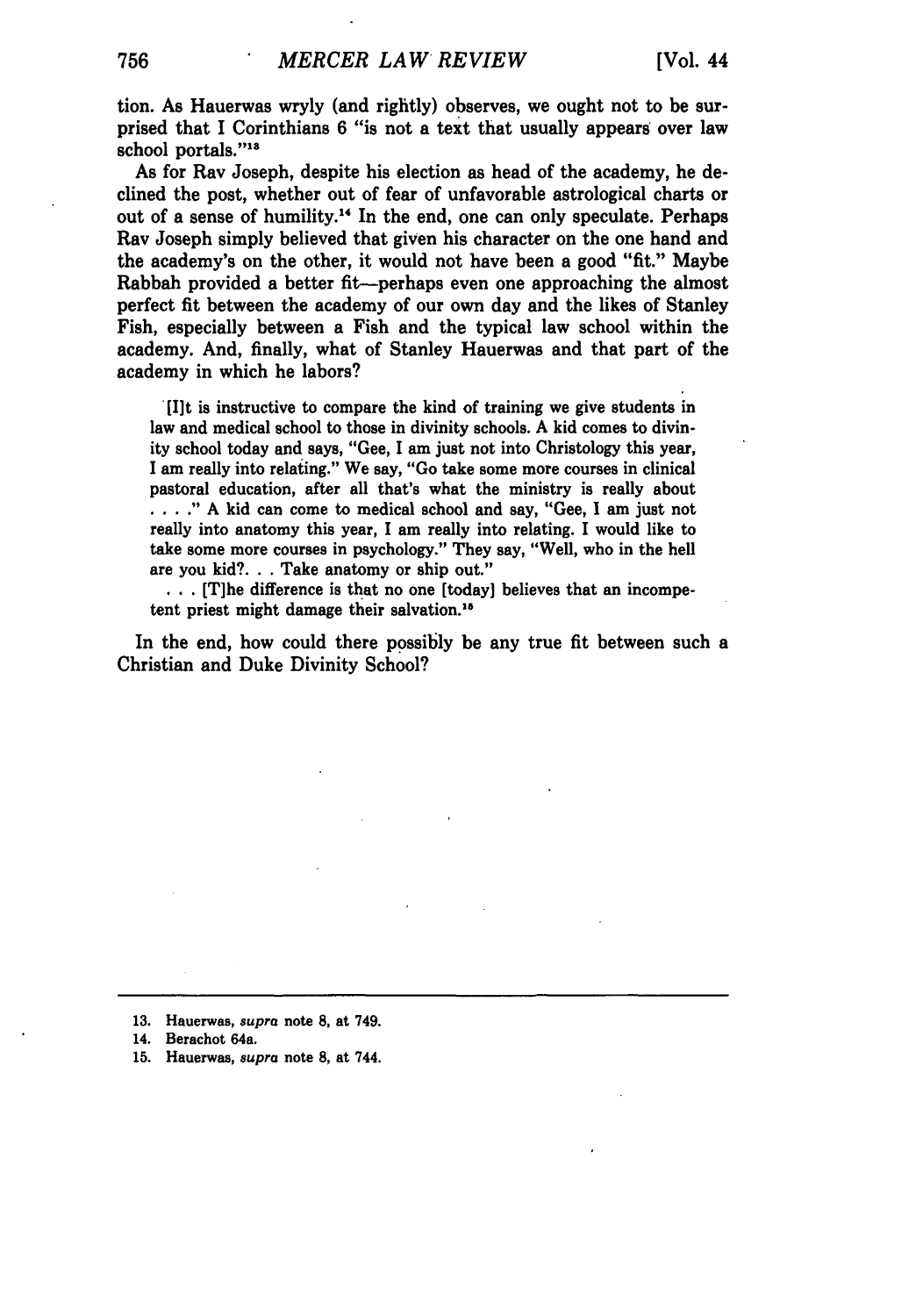tion. As Hauerwas wryly (and rightly) observes, we ought not to be surprised that I Corinthians 6 "is not a text that usually appears over law school portals."[13]

As for Rav Joseph, despite his election as head of the academy, he declined the post, whether out of fear of unfavorable astrological charts or out of a sense of humility.[14] In the end, one can only speculate. Perhaps Rav Joseph simply believed that given his character on the one hand and the academy's on the other, it would not have been a good "fit." Maybe Rabbah provided a better fit—perhaps even one approaching the almost perfect fit between the academy of our own day and the likes of Stanley Fish, especially between a Fish and the typical law school within the academy. And, finally, what of Stanley Hauerwas and that part of the academy in which he labors?

> [I]t is instructive to compare the kind of training we give students in law and medical school to those in divinity schools. A kid comes to divinity school today and says, "Gee, I am just not into Christology this year, I am really into relating." We say, "Go take some more courses in clinical pastoral education, after all that's what the ministry is really about . . . ." A kid can come to medical school and say, "Gee, I am just not really into anatomy this year, I am really into relating. I would like to take some more courses in psychology." They say, "Well, who in the hell are you kid?. . . Take anatomy or ship out."
>
> . . . [T]he difference is that no one [today] believes that an incompetent priest might damage their salvation.[15]

In the end, how could there possibly be any true fit between such a Christian and Duke Divinity School?

---

13. Hauerwas, *supra* note 8, at 749.
14. Berachot 64a.
15. Hauerwas, *supra* note 8, at 744.